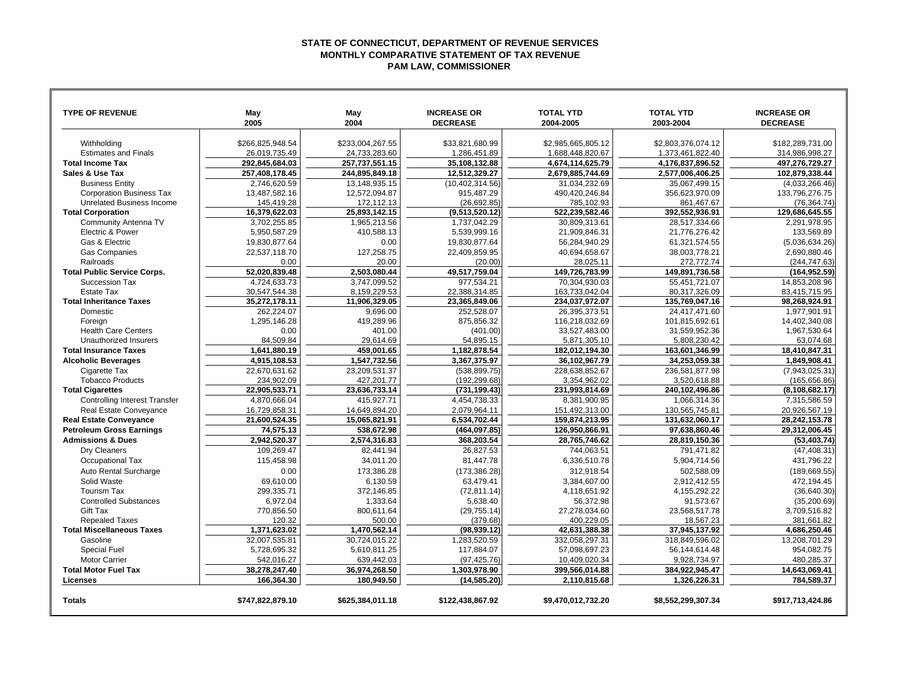# STATE OF CONNECTICUT, DEPARTMENT OF REVENUE SERVICES
## MONTHLY COMPARATIVE STATEMENT OF TAX REVENUE
### PAM LAW, COMMISSIONER

| TYPE OF REVENUE | May 2005 | May 2004 | INCREASE OR DECREASE | TOTAL YTD 2004-2005 | TOTAL YTD 2003-2004 | INCREASE OR DECREASE |
|---|---|---|---|---|---|---|
| Withholding | $266,825,948.54 | $233,004,267.55 | $33,821,680.99 | $2,985,665,805.12 | $2,803,376,074.12 | $182,289,731.00 |
| Estimates and Finals | 26,019,735.49 | 24,733,283.60 | 1,286,451.89 | 1,688,448,820.67 | 1,373,461,822.40 | 314,986,998.27 |
| **Total Income Tax** | **292,845,684.03** | **257,737,551.15** | **35,108,132.88** | **4,674,114,625.79** | **4,176,837,896.52** | **497,276,729.27** |
| **Sales & Use Tax** | **257,408,178.45** | **244,895,849.18** | **12,512,329.27** | **2,679,885,744.69** | **2,577,006,406.25** | **102,879,338.44** |
| Business Entity | 2,746,620.59 | 13,148,935.15 | (10,402,314.56) | 31,034,232.69 | 35,067,499.15 | (4,033,266.46) |
| Corporation Business Tax | 13,487,582.16 | 12,572,094.87 | 915,487.29 | 490,420,246.84 | 356,623,970.09 | 133,796,276.75 |
| Unrelated Business Income | 145,419.28 | 172,112.13 | (26,692.85) | 785,102.93 | 861,467.67 | (76,364.74) |
| **Total Corporation** | **16,379,622.03** | **25,893,142.15** | **(9,513,520.12)** | **522,239,582.46** | **392,552,936.91** | **129,686,645.55** |
| Community Antenna TV | 3,702,255.85 | 1,965,213.56 | 1,737,042.29 | 30,809,313.61 | 28,517,334.66 | 2,291,978.95 |
| Electric & Power | 5,950,587.29 | 410,588.13 | 5,539,999.16 | 21,909,846.31 | 21,776,276.42 | 133,569.89 |
| Gas & Electric | 19,830,877.64 | 0.00 | 19,830,877.64 | 56,284,940.29 | 61,321,574.55 | (5,036,634.26) |
| Gas Companies | 22,537,118.70 | 127,258.75 | 22,409,859.95 | 40,694,658.67 | 38,003,778.21 | 2,690,880.46 |
| Railroads | 0.00 | 20.00 | (20.00) | 28,025.11 | 272,772.74 | (244,747.63) |
| **Total Public Service Corps.** | **52,020,839.48** | **2,503,080.44** | **49,517,759.04** | **149,726,783.99** | **149,891,736.58** | **(164,952.59)** |
| Succession Tax | 4,724,633.73 | 3,747,099.52 | 977,534.21 | 70,304,930.03 | 55,451,721.07 | 14,853,208.96 |
| Estate Tax | 30,547,544.38 | 8,159,229.53 | 22,388,314.85 | 163,733,042.04 | 80,317,326.09 | 83,415,715.95 |
| **Total Inheritance Taxes** | **35,272,178.11** | **11,906,329.05** | **23,365,849.06** | **234,037,972.07** | **135,769,047.16** | **98,268,924.91** |
| Domestic | 262,224.07 | 9,696.00 | 252,528.07 | 26,395,373.51 | 24,417,471.60 | 1,977,901.91 |
| Foreign | 1,295,146.28 | 419,289.96 | 875,856.32 | 116,218,032.69 | 101,815,692.61 | 14,402,340.08 |
| Health Care Centers | 0.00 | 401.00 | (401.00) | 33,527,483.00 | 31,559,952.36 | 1,967,530.64 |
| Unauthorized Insurers | 84,509.84 | 29,614.69 | 54,895.15 | 5,871,305.10 | 5,808,230.42 | 63,074.68 |
| **Total Insurance Taxes** | **1,641,880.19** | **459,001.65** | **1,182,878.54** | **182,012,194.30** | **163,601,346.99** | **18,410,847.31** |
| **Alcoholic Beverages** | **4,915,108.53** | **1,547,732.56** | **3,367,375.97** | **36,102,967.79** | **34,253,059.38** | **1,849,908.41** |
| Cigarette Tax | 22,670,631.62 | 23,209,531.37 | (538,899.75) | 228,638,852.67 | 236,581,877.98 | (7,943,025.31) |
| Tobacco Products | 234,902.09 | 427,201.77 | (192,299.68) | 3,354,962.02 | 3,520,618.88 | (165,656.86) |
| **Total Cigarettes** | **22,905,533.71** | **23,636,733.14** | **(731,199.43)** | **231,993,814.69** | **240,102,496.86** | **(8,108,682.17)** |
| Controlling Interest Transfer | 4,870,666.04 | 415,927.71 | 4,454,738.33 | 8,381,900.95 | 1,066,314.36 | 7,315,586.59 |
| Real Estate Conveyance | 16,729,858.31 | 14,649,894.20 | 2,079,964.11 | 151,492,313.00 | 130,565,745.81 | 20,926,567.19 |
| **Real Estate Conveyance** | **21,600,524.35** | **15,065,821.91** | **6,534,702.44** | **159,874,213.95** | **131,632,060.17** | **28,242,153.78** |
| **Petroleum Gross Earnings** | **74,575.13** | **538,672.98** | **(464,097.85)** | **126,950,866.91** | **97,638,860.46** | **29,312,006.45** |
| **Admissions & Dues** | **2,942,520.37** | **2,574,316.83** | **368,203.54** | **28,765,746.62** | **28,819,150.36** | **(53,403.74)** |
| Dry Cleaners | 109,269.47 | 82,441.94 | 26,827.53 | 744,063.51 | 791,471.82 | (47,408.31) |
| Occupational Tax | 115,458.98 | 34,011.20 | 81,447.78 | 6,336,510.78 | 5,904,714.56 | 431,796.22 |
| Auto Rental Surcharge | 0.00 | 173,386.28 | (173,386.28) | 312,918.54 | 502,588.09 | (189,669.55) |
| Solid Waste | 69,610.00 | 6,130.59 | 63,479.41 | 3,384,607.00 | 2,912,412.55 | 472,194.45 |
| Tourism Tax | 299,335.71 | 372,146.85 | (72,811.14) | 4,118,651.92 | 4,155,292.22 | (36,640.30) |
| Controlled Substances | 6,972.04 | 1,333.64 | 5,638.40 | 56,372.98 | 91,573.67 | (35,200.69) |
| Gift Tax | 770,856.50 | 800,611.64 | (29,755.14) | 27,278,034.60 | 23,568,517.78 | 3,709,516.82 |
| Repealed Taxes | 120.32 | 500.00 | (379.68) | 400,229.05 | 18,567.23 | 381,661.82 |
| **Total Miscellaneous Taxes** | **1,371,623.02** | **1,470,562.14** | **(98,939.12)** | **42,631,388.38** | **37,945,137.92** | **4,686,250.46** |
| Gasoline | 32,007,535.81 | 30,724,015.22 | 1,283,520.59 | 332,058,297.31 | 318,849,596.02 | 13,208,701.29 |
| Special Fuel | 5,728,695.32 | 5,610,811.25 | 117,884.07 | 57,098,697.23 | 56,144,614.48 | 954,082.75 |
| Motor Carrier | 542,016.27 | 639,442.03 | (97,425.76) | 10,409,020.34 | 9,928,734.97 | 480,285.37 |
| **Total Motor Fuel Tax** | **38,278,247.40** | **36,974,268.50** | **1,303,978.90** | **399,566,014.88** | **384,922,945.47** | **14,643,069.41** |
| **Licenses** | **166,364.30** | **180,949.50** | **(14,585.20)** | **2,110,815.68** | **1,326,226.31** | **784,589.37** |
| **Totals** | **$747,822,879.10** | **$625,384,011.18** | **$122,438,867.92** | **$9,470,012,732.20** | **$8,552,299,307.34** | **$917,713,424.86** |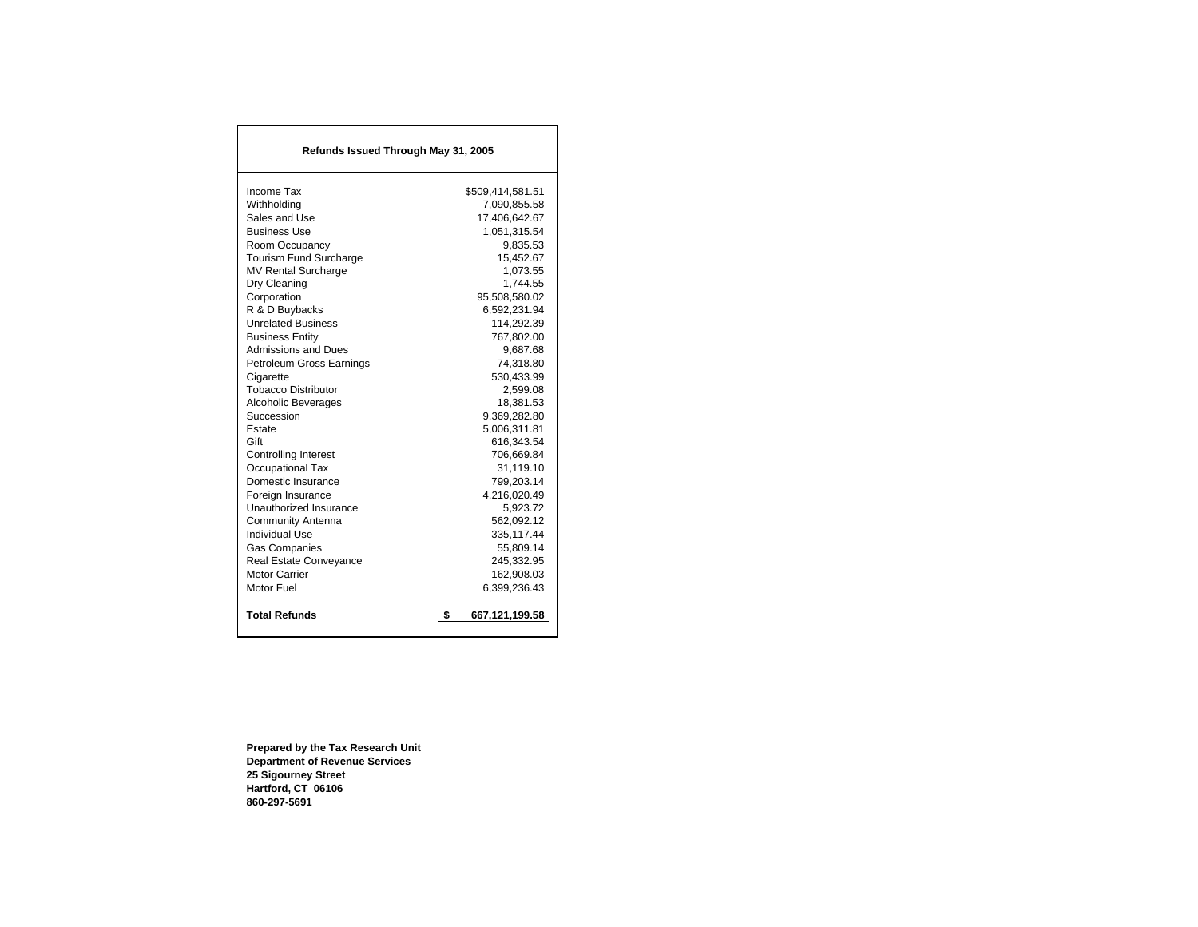## Refunds Issued Through May 31, 2005

| | |
|---|---|
| Income Tax | $509,414,581.51 |
| Withholding | 7,090,855.58 |
| Sales and Use | 17,406,642.67 |
| Business Use | 1,051,315.54 |
| Room Occupancy | 9,835.53 |
| Tourism Fund Surcharge | 15,452.67 |
| MV Rental Surcharge | 1,073.55 |
| Dry Cleaning | 1,744.55 |
| Corporation | 95,508,580.02 |
| R & D Buybacks | 6,592,231.94 |
| Unrelated Business | 114,292.39 |
| Business Entity | 767,802.00 |
| Admissions and Dues | 9,687.68 |
| Petroleum Gross Earnings | 74,318.80 |
| Cigarette | 530,433.99 |
| Tobacco Distributor | 2,599.08 |
| Alcoholic Beverages | 18,381.53 |
| Succession | 9,369,282.80 |
| Estate | 5,006,311.81 |
| Gift | 616,343.54 |
| Controlling Interest | 706,669.84 |
| Occupational Tax | 31,119.10 |
| Domestic Insurance | 799,203.14 |
| Foreign Insurance | 4,216,020.49 |
| Unauthorized Insurance | 5,923.72 |
| Community Antenna | 562,092.12 |
| Individual Use | 335,117.44 |
| Gas Companies | 55,809.14 |
| Real Estate Conveyance | 245,332.95 |
| Motor Carrier | 162,908.03 |
| Motor Fuel | 6,399,236.43 |
| **Total Refunds** | **$ 667,121,199.58** |

**Prepared by the Tax Research Unit**
**Department of Revenue Services**
**25 Sigourney Street**
**Hartford, CT 06106**
**860-297-5691**